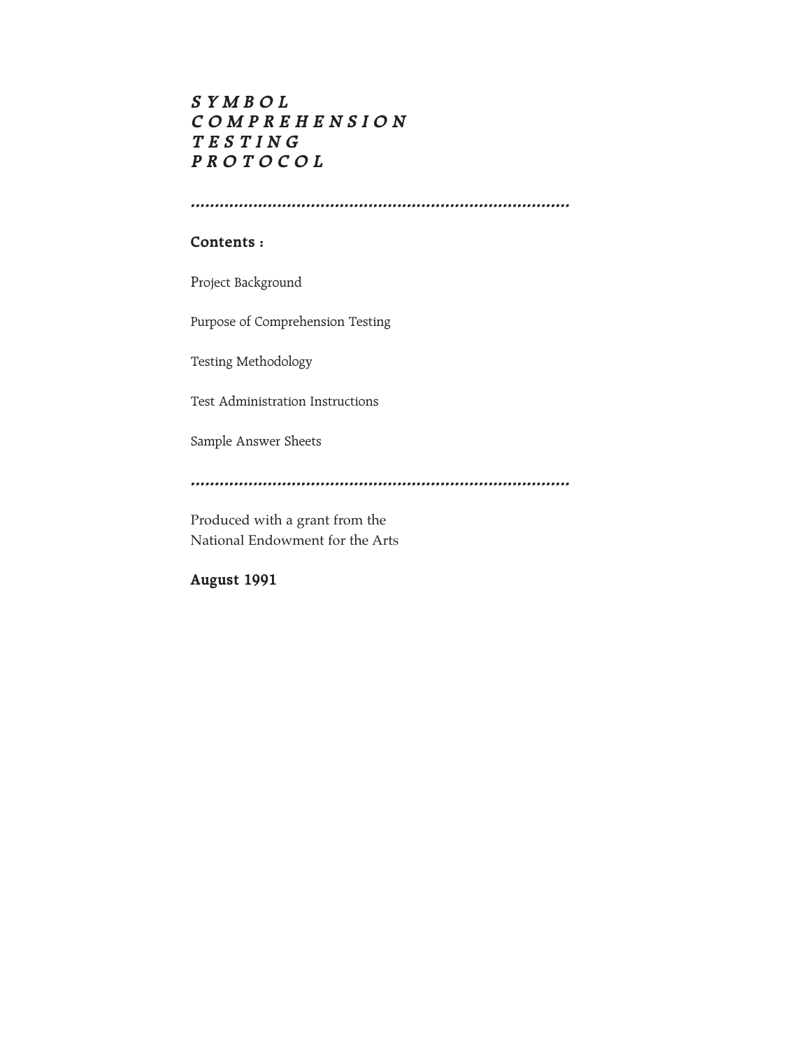# *SYMBOL COMPREHENSION TESTING PROTOCOL*

---

**Contents :**

Project Background

Purpose of Comprehension Testing

Testing Methodology

Test Administration Instructions

Sample Answer Sheets

---

Produced with a grant from the
National Endowment for the Arts

**August 1991**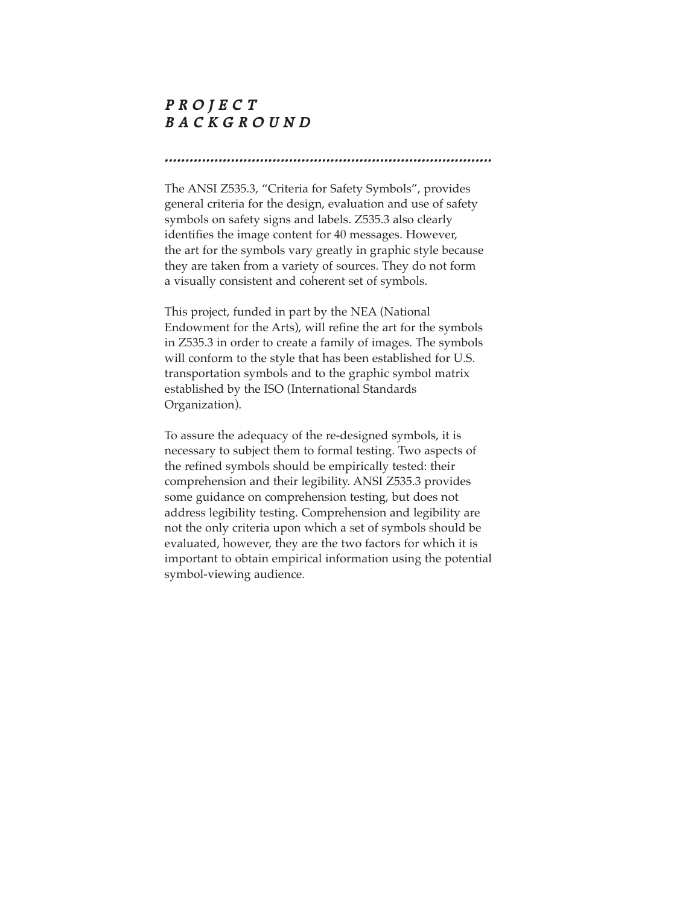# PROJECT BACKGROUND

The ANSI Z535.3, "Criteria for Safety Symbols", provides general criteria for the design, evaluation and use of safety symbols on safety signs and labels. Z535.3 also clearly identifies the image content for 40 messages. However, the art for the symbols vary greatly in graphic style because they are taken from a variety of sources. They do not form a visually consistent and coherent set of symbols.

This project, funded in part by the NEA (National Endowment for the Arts), will refine the art for the symbols in Z535.3 in order to create a family of images. The symbols will conform to the style that has been established for U.S. transportation symbols and to the graphic symbol matrix established by the ISO (International Standards Organization).

To assure the adequacy of the re-designed symbols, it is necessary to subject them to formal testing. Two aspects of the refined symbols should be empirically tested: their comprehension and their legibility. ANSI Z535.3 provides some guidance on comprehension testing, but does not address legibility testing. Comprehension and legibility are not the only criteria upon which a set of symbols should be evaluated, however, they are the two factors for which it is important to obtain empirical information using the potential symbol-viewing audience.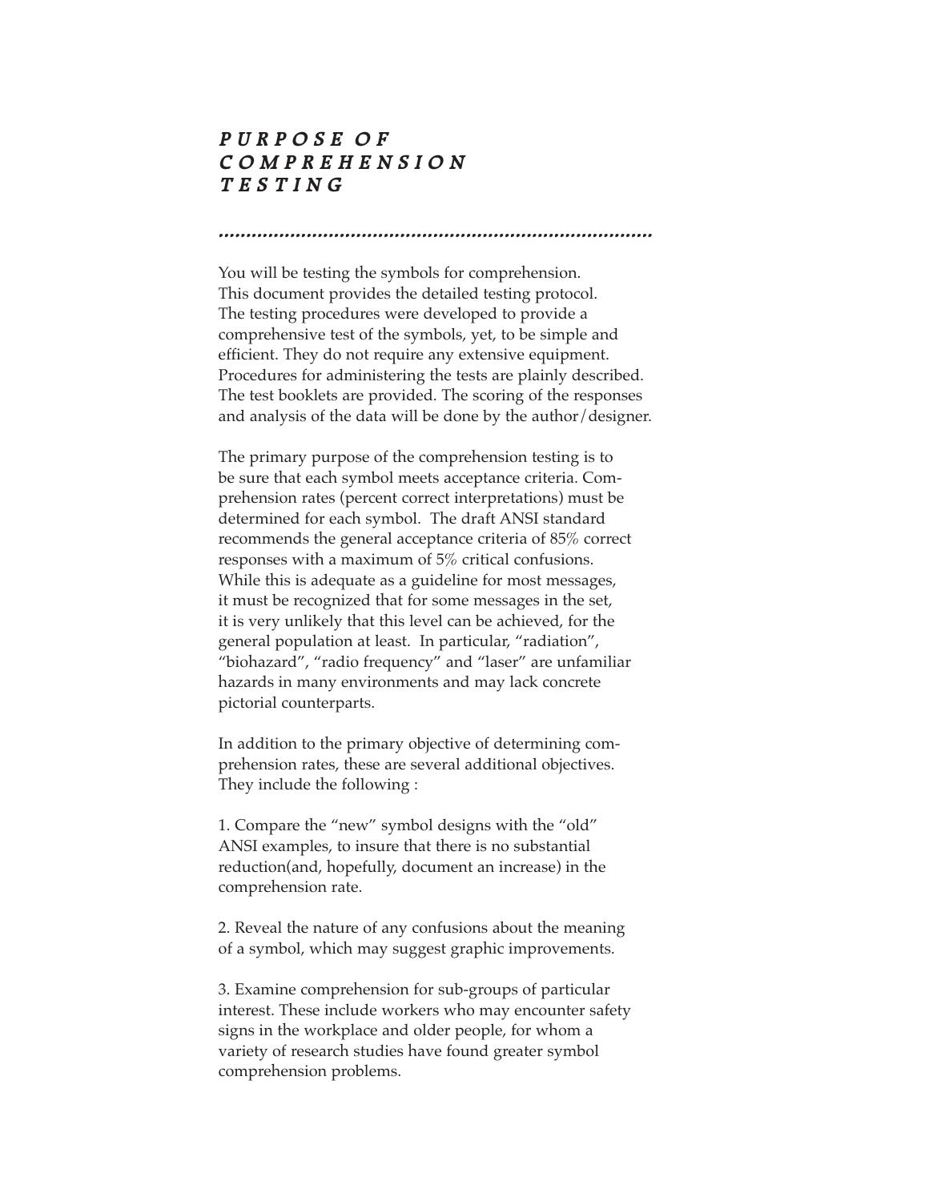## *PURPOSE OF COMPREHENSION TESTING*

You will be testing the symbols for comprehension. This document provides the detailed testing protocol. The testing procedures were developed to provide a comprehensive test of the symbols, yet, to be simple and efficient. They do not require any extensive equipment. Procedures for administering the tests are plainly described. The test booklets are provided. The scoring of the responses and analysis of the data will be done by the author/designer.

The primary purpose of the comprehension testing is to be sure that each symbol meets acceptance criteria. Comprehension rates (percent correct interpretations) must be determined for each symbol. The draft ANSI standard recommends the general acceptance criteria of 85% correct responses with a maximum of 5% critical confusions. While this is adequate as a guideline for most messages, it must be recognized that for some messages in the set, it is very unlikely that this level can be achieved, for the general population at least. In particular, "radiation", "biohazard", "radio frequency" and "laser" are unfamiliar hazards in many environments and may lack concrete pictorial counterparts.

In addition to the primary objective of determining comprehension rates, these are several additional objectives. They include the following :

1. Compare the "new" symbol designs with the "old" ANSI examples, to insure that there is no substantial reduction(and, hopefully, document an increase) in the comprehension rate.

2. Reveal the nature of any confusions about the meaning of a symbol, which may suggest graphic improvements.

3. Examine comprehension for sub-groups of particular interest. These include workers who may encounter safety signs in the workplace and older people, for whom a variety of research studies have found greater symbol comprehension problems.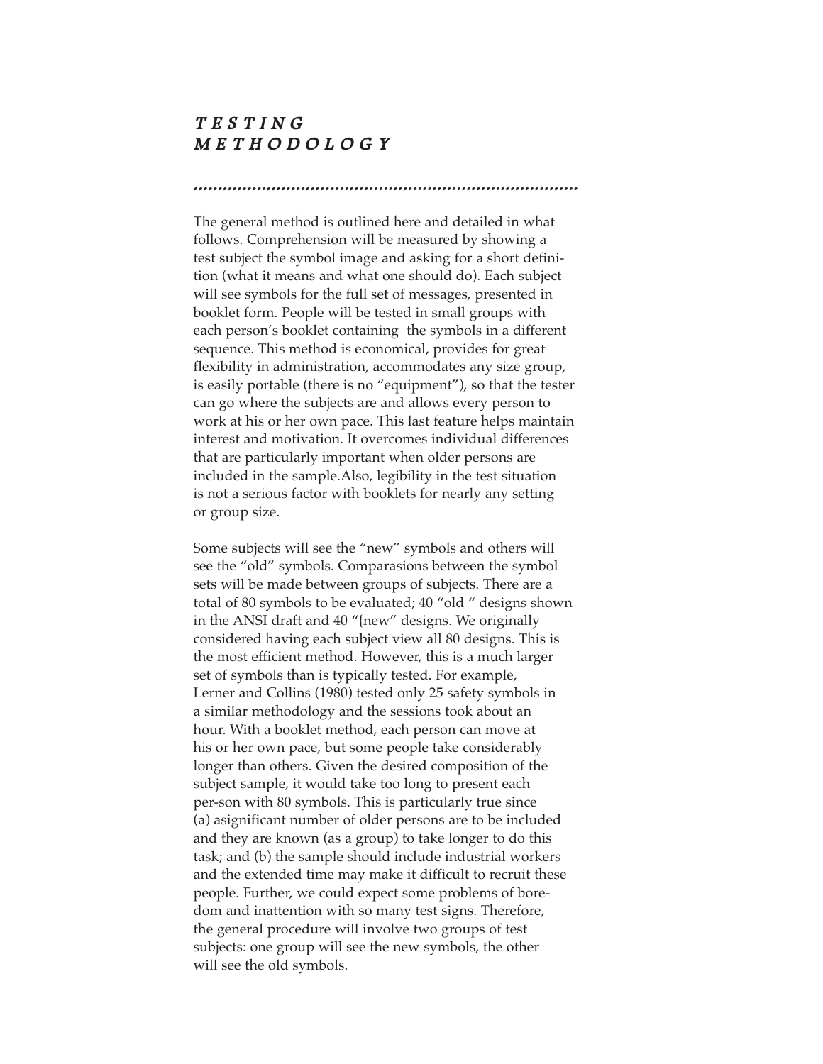## TESTING METHODOLOGY

The general method is outlined here and detailed in what follows. Comprehension will be measured by showing a test subject the symbol image and asking for a short definition (what it means and what one should do). Each subject will see symbols for the full set of messages, presented in booklet form. People will be tested in small groups with each person's booklet containing the symbols in a different sequence. This method is economical, provides for great flexibility in administration, accommodates any size group, is easily portable (there is no "equipment"), so that the tester can go where the subjects are and allows every person to work at his or her own pace. This last feature helps maintain interest and motivation. It overcomes individual differences that are particularly important when older persons are included in the sample.Also, legibility in the test situation is not a serious factor with booklets for nearly any setting or group size.

Some subjects will see the "new" symbols and others will see the "old" symbols. Comparasions between the symbol sets will be made between groups of subjects. There are a total of 80 symbols to be evaluated; 40 "old " designs shown in the ANSI draft and 40 "{new" designs. We originally considered having each subject view all 80 designs. This is the most efficient method. However, this is a much larger set of symbols than is typically tested. For example, Lerner and Collins (1980) tested only 25 safety symbols in a similar methodology and the sessions took about an hour. With a booklet method, each person can move at his or her own pace, but some people take considerably longer than others. Given the desired composition of the subject sample, it would take too long to present each per-son with 80 symbols. This is particularly true since (a) asignificant number of older persons are to be included and they are known (as a group) to take longer to do this task; and (b) the sample should include industrial workers and the extended time may make it difficult to recruit these people. Further, we could expect some problems of boredom and inattention with so many test signs. Therefore, the general procedure will involve two groups of test subjects: one group will see the new symbols, the other will see the old symbols.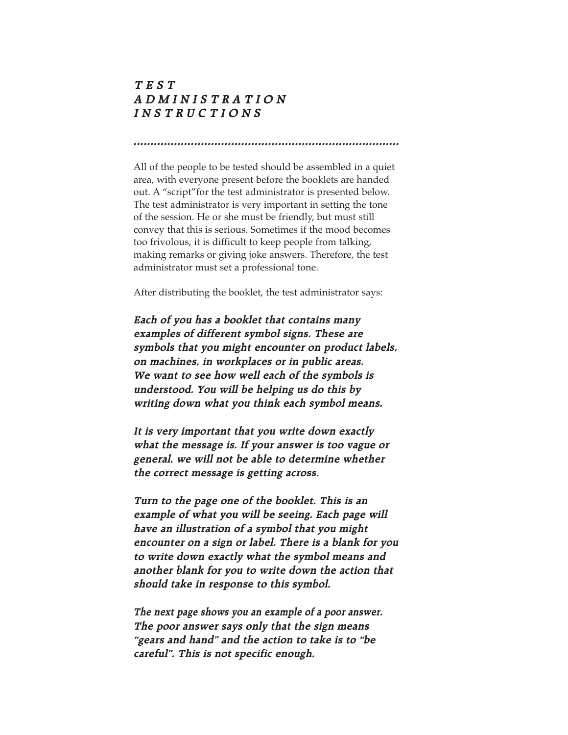# TEST ADMINISTRATION INSTRUCTIONS

All of the people to be tested should be assembled in a quiet area, with everyone present before the booklets are handed out. A "script"for the test administrator is presented below. The test administrator is very important in setting the tone of the session. He or she must be friendly, but must still convey that this is serious. Sometimes if the mood becomes too frivolous, it is difficult to keep people from talking, making remarks or giving joke answers. Therefore, the test administrator must set a professional tone.

After distributing the booklet, the test administrator says:

***Each of you has a booklet that contains many examples of different symbol signs. These are symbols that you might encounter on product labels, on machines, in workplaces or in public areas. We want to see how well each of the symbols is understood. You will be helping us do this by writing down what you think each symbol means.***

***It is very important that you write down exactly what the message is. If your answer is too vague or general, we will not be able to determine whether the correct message is getting across.***

***Turn to the page one of the booklet. This is an example of what you will be seeing. Each page will have an illustration of a symbol that you might encounter on a sign or label. There is a blank for you to write down exactly what the symbol means and another blank for you to write down the action that should take in response to this symbol.***

***The next page shows you an example of a poor answer. The poor answer says only that the sign means "gears and hand" and the action to take is to "be careful". This is not specific enough.***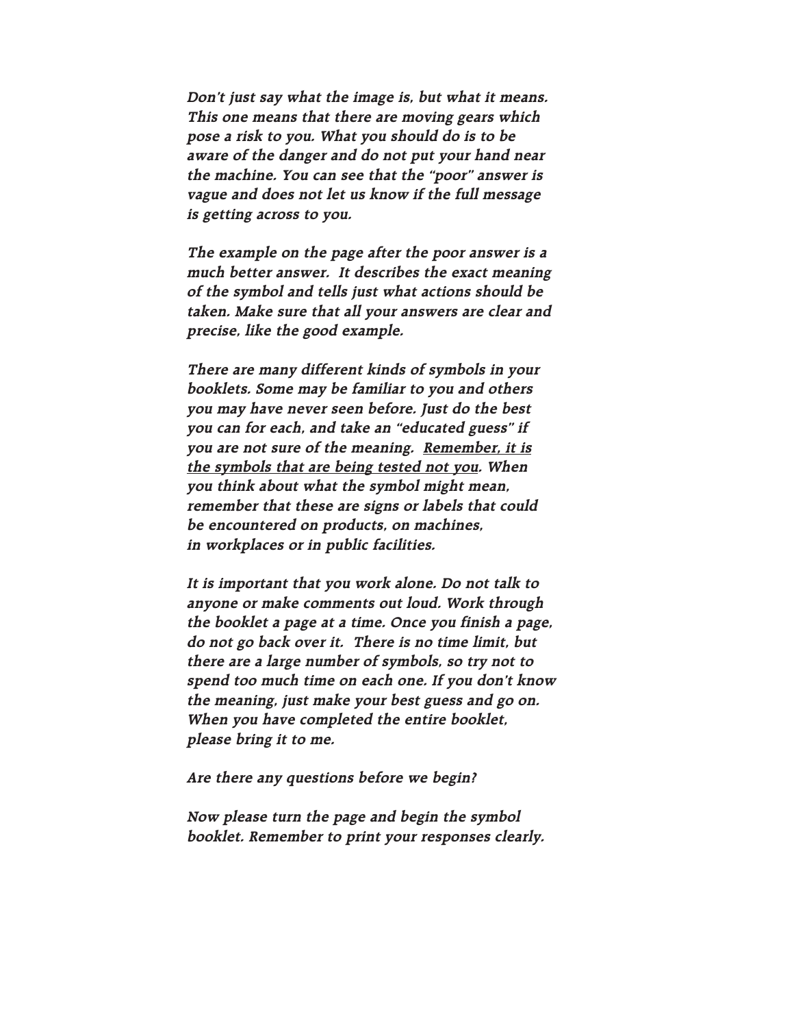*Don't just say what the image is, but what it means. This one means that there are moving gears which pose a risk to you. What you should do is to be aware of the danger and do not put your hand near the machine. You can see that the "poor" answer is vague and does not let us know if the full message is getting across to you.*

*The example on the page after the poor answer is a much better answer. It describes the exact meaning of the symbol and tells just what actions should be taken. Make sure that all your answers are clear and precise, like the good example.*

*There are many different kinds of symbols in your booklets. Some may be familiar to you and others you may have never seen before. Just do the best you can for each, and take an "educated guess" if you are not sure of the meaning. <u>Remember, it is the symbols that are being tested not you</u>. When you think about what the symbol might mean, remember that these are signs or labels that could be encountered on products, on machines, in workplaces or in public facilities.*

*It is important that you work alone. Do not talk to anyone or make comments out loud. Work through the booklet a page at a time. Once you finish a page, do not go back over it. There is no time limit, but there are a large number of symbols, so try not to spend too much time on each one. If you don't know the meaning, just make your best guess and go on. When you have completed the entire booklet, please bring it to me.*

*Are there any questions before we begin?*

*Now please turn the page and begin the symbol booklet. Remember to print your responses clearly.*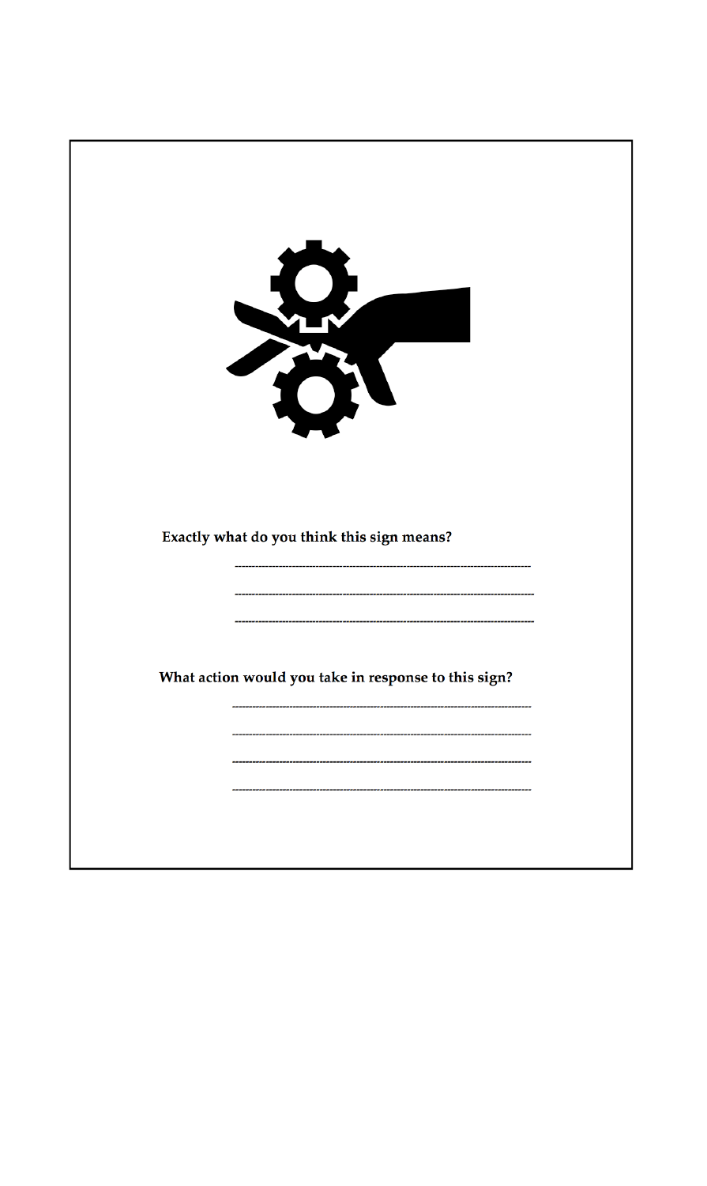**Exactly what do you think this sign means?**

------------------------------------------------------------------------

------------------------------------------------------------------------

------------------------------------------------------------------------

**What action would you take in response to this sign?**

------------------------------------------------------------------------

------------------------------------------------------------------------

------------------------------------------------------------------------

------------------------------------------------------------------------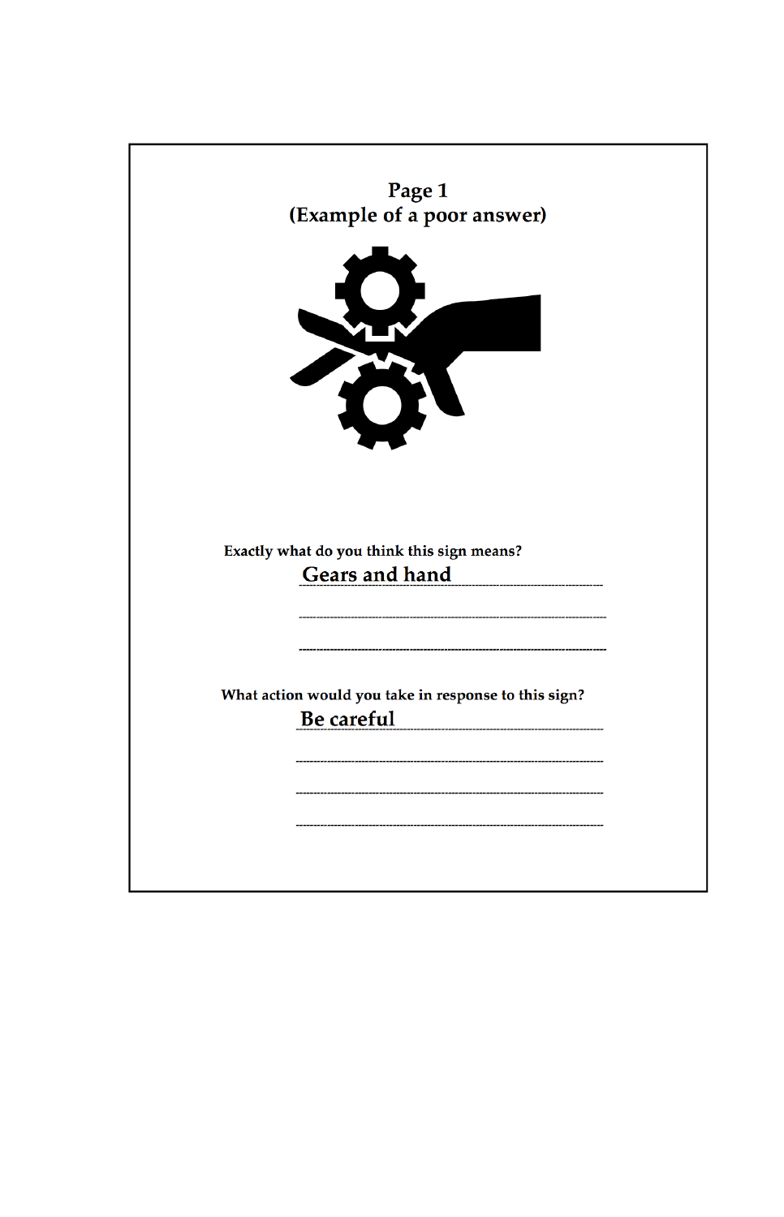## Page 1
## (Example of a poor answer)

**Exactly what do you think this sign means?**

Gears and hand

**What action would you take in response to this sign?**

Be careful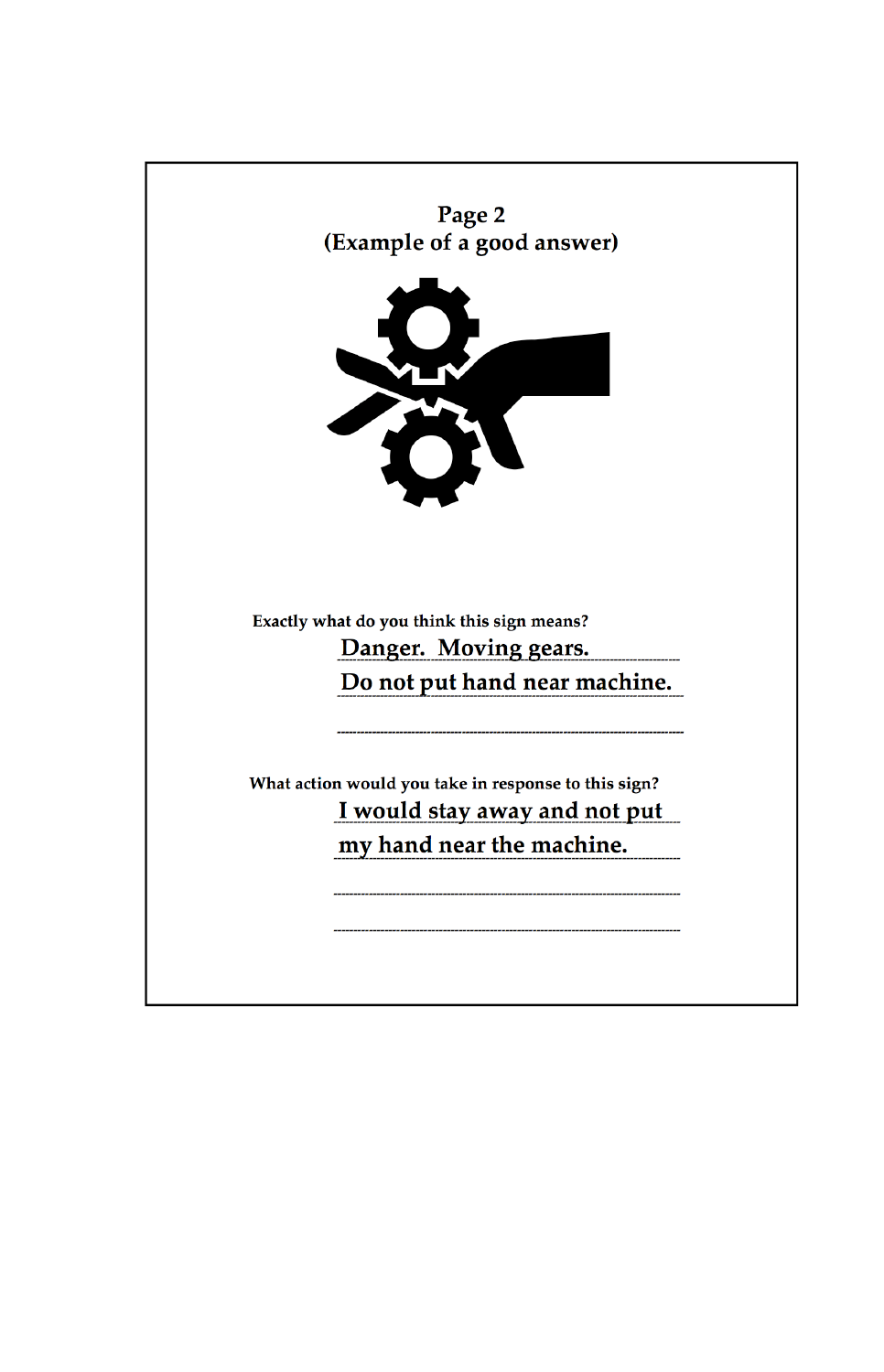## Page 2
## (Example of a good answer)

Exactly what do you think this sign means?

Danger. Moving gears.

Do not put hand near machine.

What action would you take in response to this sign?

I would stay away and not put my hand near the machine.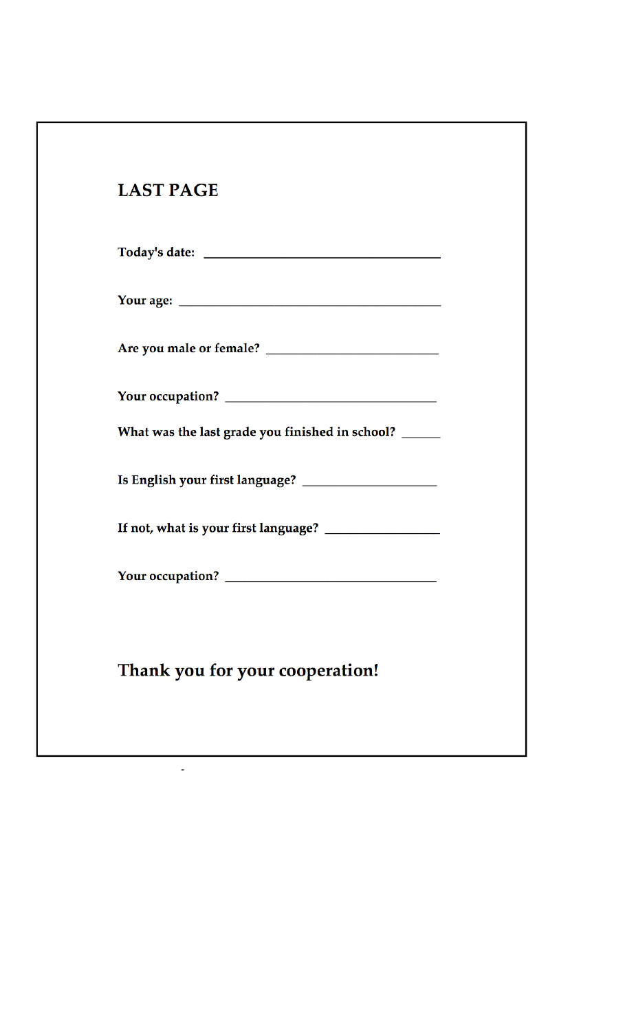## LAST PAGE

**Today's date:** ______________________________

**Your age:** ______________________________

**Are you male or female?** ______________________

**Your occupation?** ___________________________

**What was the last grade you finished in school?** _____

**Is English your first language?** _________________

**If not, what is your first language?** ______________

**Your occupation?** ___________________________

## Thank you for your cooperation!